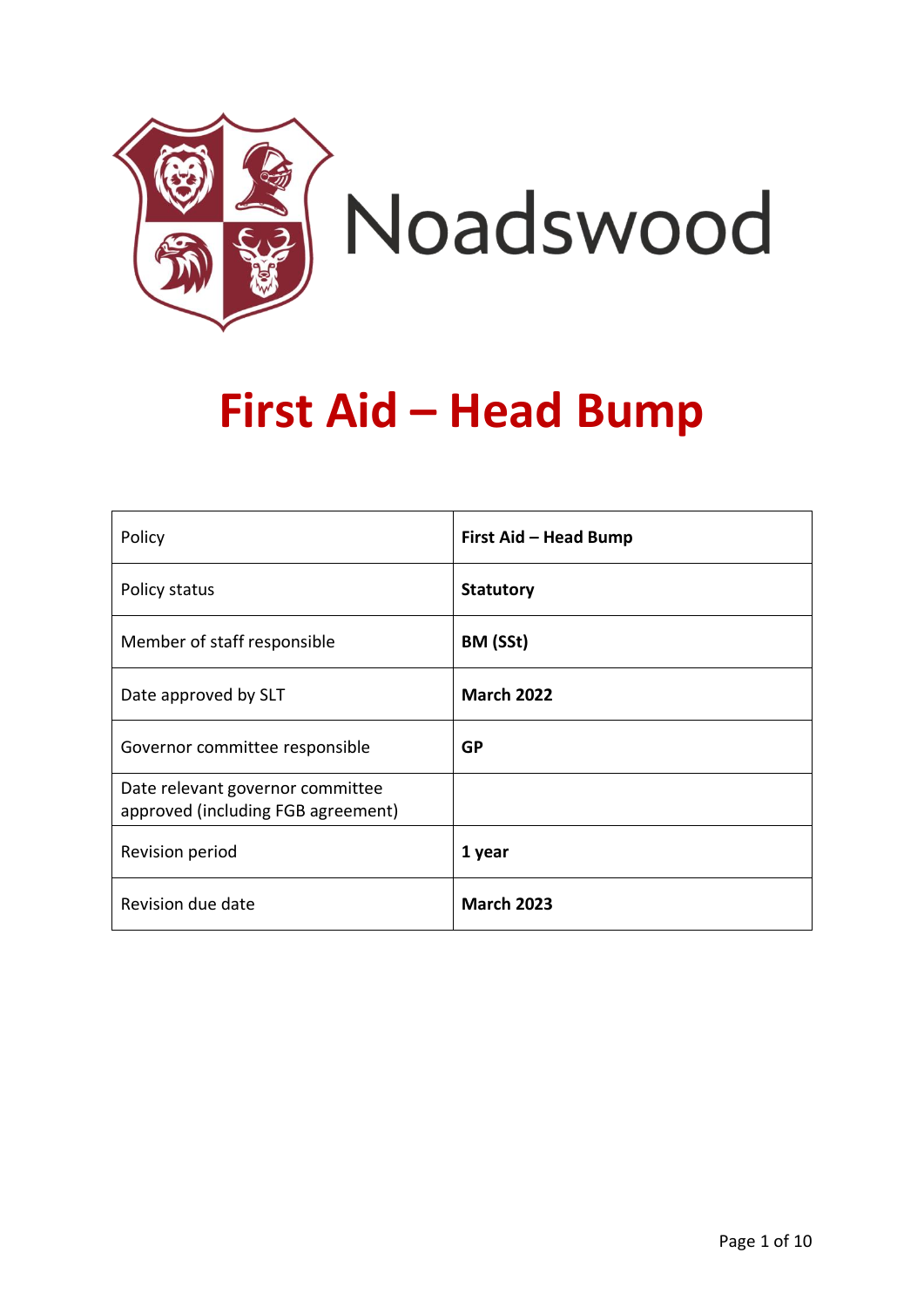Noadswood

# First Aid – Head Bump

| Policy | **First Aid – Head Bump** |
|---|---|
| Policy status | **Statutory** |
| Member of staff responsible | **BM (SSt)** |
| Date approved by SLT | **March 2022** |
| Governor committee responsible | **GP** |
| Date relevant governor committee approved (including FGB agreement) | |
| Revision period | **1 year** |
| Revision due date | **March 2023** |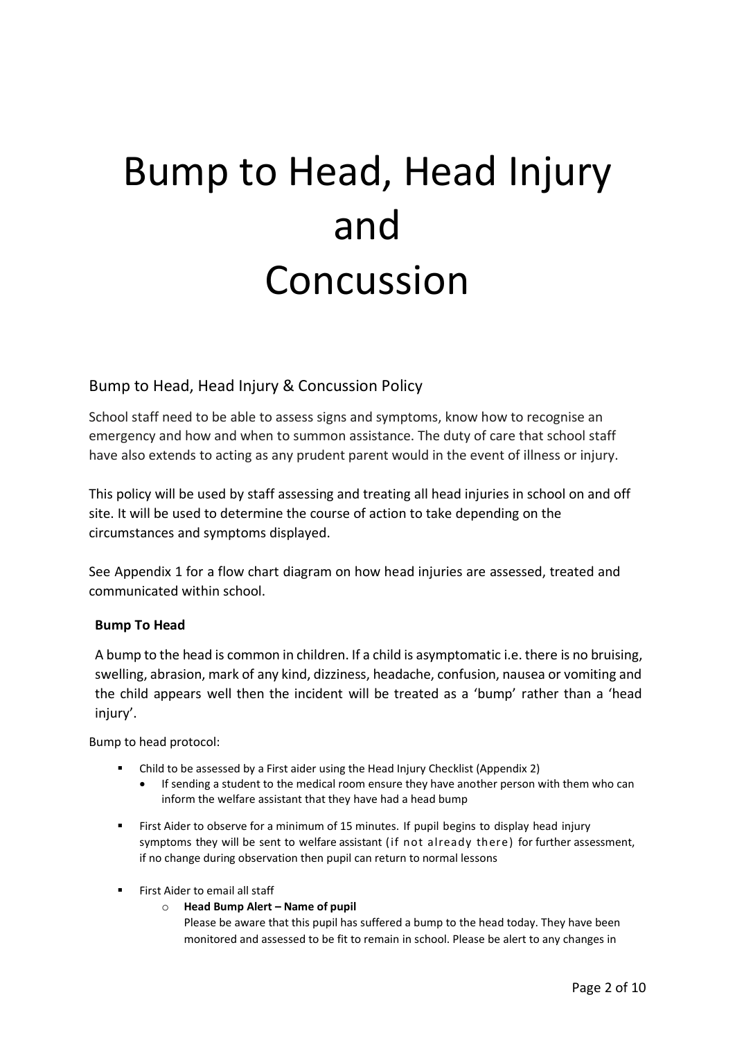# Bump to Head, Head Injury and Concussion

## Bump to Head, Head Injury & Concussion Policy

School staff need to be able to assess signs and symptoms, know how to recognise an emergency and how and when to summon assistance. The duty of care that school staff have also extends to acting as any prudent parent would in the event of illness or injury.

This policy will be used by staff assessing and treating all head injuries in school on and off site. It will be used to determine the course of action to take depending on the circumstances and symptoms displayed.

See Appendix 1 for a flow chart diagram on how head injuries are assessed, treated and communicated within school.

### Bump To Head

A bump to the head is common in children. If a child is asymptomatic i.e. there is no bruising, swelling, abrasion, mark of any kind, dizziness, headache, confusion, nausea or vomiting and the child appears well then the incident will be treated as a 'bump' rather than a 'head injury'.

Bump to head protocol:

- Child to be assessed by a First aider using the Head Injury Checklist (Appendix 2)
  - If sending a student to the medical room ensure they have another person with them who can inform the welfare assistant that they have had a head bump
- First Aider to observe for a minimum of 15 minutes. If pupil begins to display head injury symptoms they will be sent to welfare assistant (if not already there) for further assessment, if no change during observation then pupil can return to normal lessons
- First Aider to email all staff
  - **Head Bump Alert – Name of pupil**
    Please be aware that this pupil has suffered a bump to the head today. They have been monitored and assessed to be fit to remain in school. Please be alert to any changes in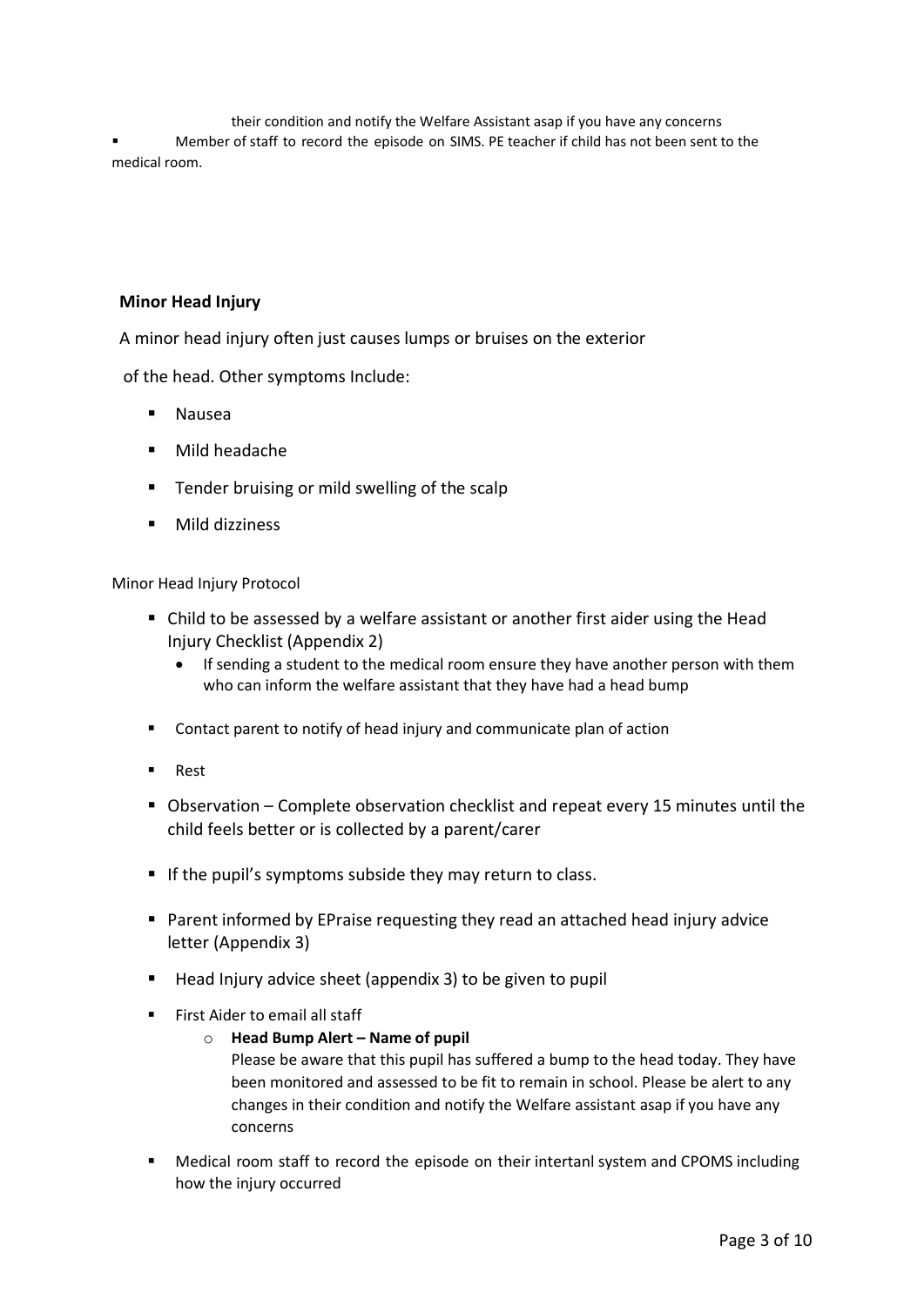their condition and notify the Welfare Assistant asap if you have any concerns

- Member of staff to record the episode on SIMS. PE teacher if child has not been sent to the medical room.

**Minor Head Injury**

A minor head injury often just causes lumps or bruises on the exterior of the head. Other symptoms Include:

- Nausea
- Mild headache
- Tender bruising or mild swelling of the scalp
- Mild dizziness

Minor Head Injury Protocol

- Child to be assessed by a welfare assistant or another first aider using the Head Injury Checklist (Appendix 2)
  - If sending a student to the medical room ensure they have another person with them who can inform the welfare assistant that they have had a head bump
- Contact parent to notify of head injury and communicate plan of action
- Rest
- Observation – Complete observation checklist and repeat every 15 minutes until the child feels better or is collected by a parent/carer
- If the pupil's symptoms subside they may return to class.
- Parent informed by EPraise requesting they read an attached head injury advice letter (Appendix 3)
- Head Injury advice sheet (appendix 3) to be given to pupil
- First Aider to email all staff
  - **Head Bump Alert – Name of pupil**
    Please be aware that this pupil has suffered a bump to the head today. They have been monitored and assessed to be fit to remain in school. Please be alert to any changes in their condition and notify the Welfare assistant asap if you have any concerns
- Medical room staff to record the episode on their intertanl system and CPOMS including how the injury occurred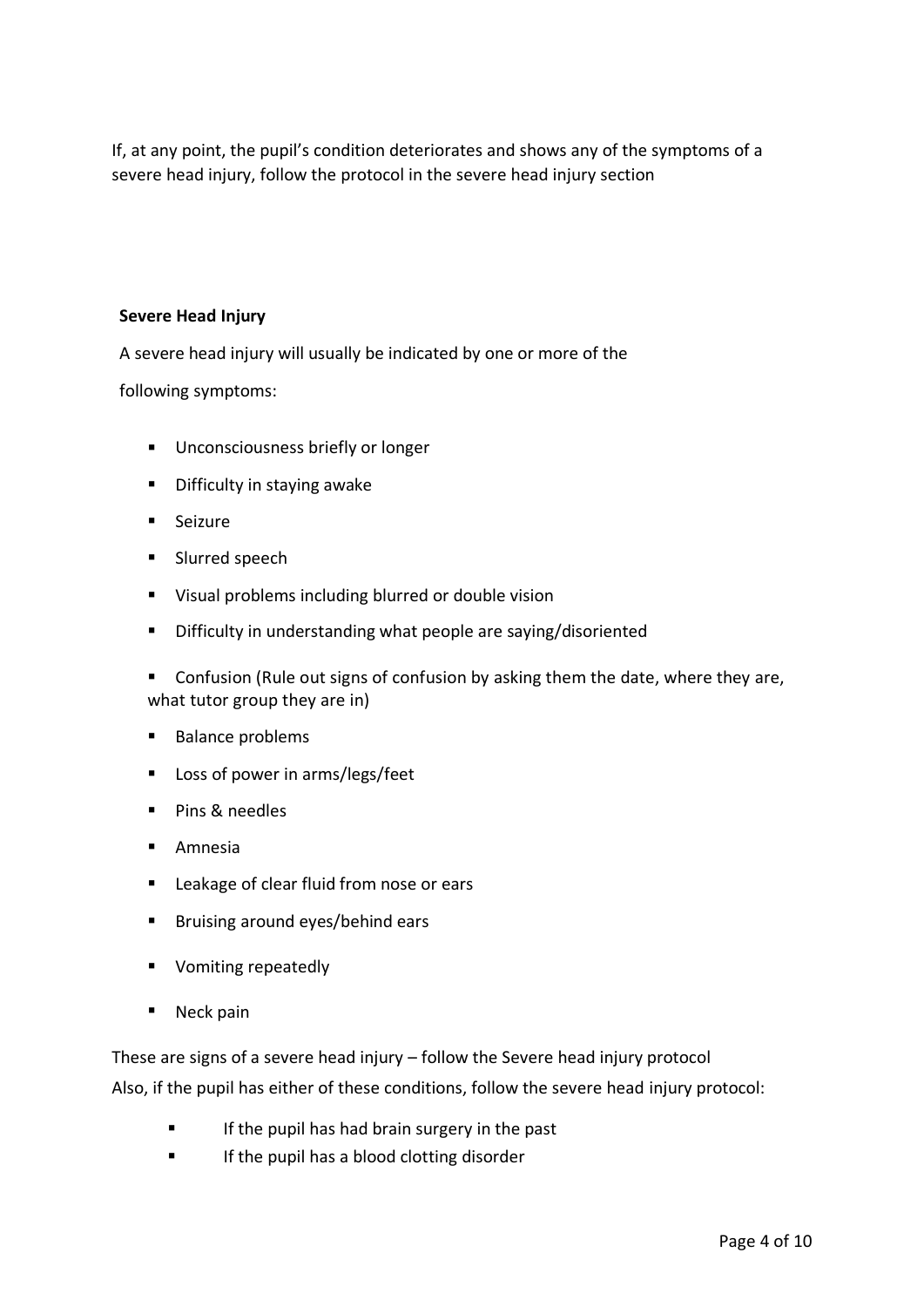If, at any point, the pupil's condition deteriorates and shows any of the symptoms of a severe head injury, follow the protocol in the severe head injury section

**Severe Head Injury**

A severe head injury will usually be indicated by one or more of the following symptoms:

- Unconsciousness briefly or longer
- Difficulty in staying awake
- Seizure
- Slurred speech
- Visual problems including blurred or double vision
- Difficulty in understanding what people are saying/disoriented
- Confusion (Rule out signs of confusion by asking them the date, where they are, what tutor group they are in)
- Balance problems
- Loss of power in arms/legs/feet
- Pins & needles
- Amnesia
- Leakage of clear fluid from nose or ears
- Bruising around eyes/behind ears
- Vomiting repeatedly
- Neck pain

These are signs of a severe head injury – follow the Severe head injury protocol

Also, if the pupil has either of these conditions, follow the severe head injury protocol:

- If the pupil has had brain surgery in the past
- If the pupil has a blood clotting disorder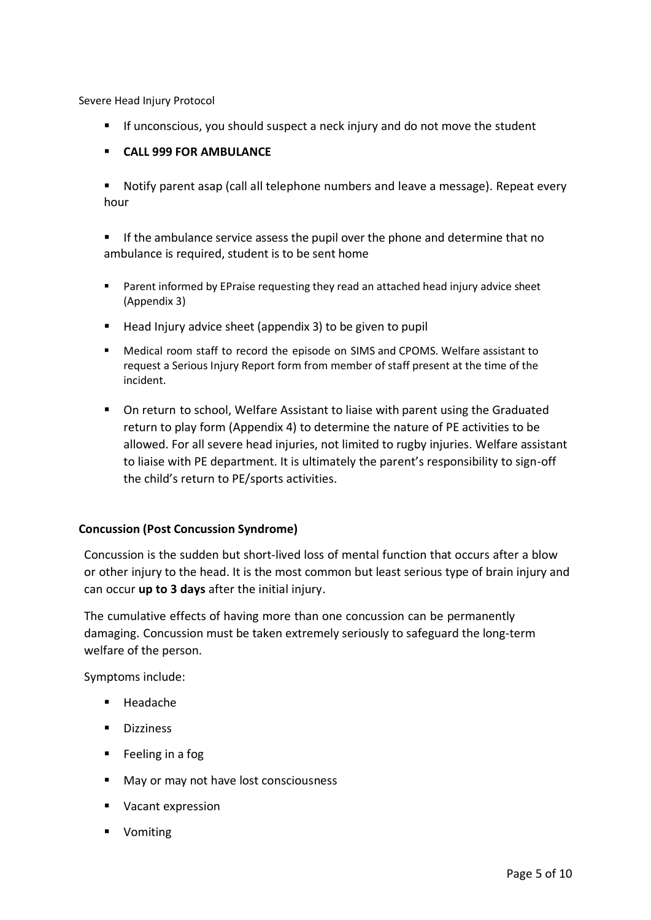Severe Head Injury Protocol

- If unconscious, you should suspect a neck injury and do not move the student
- **CALL 999 FOR AMBULANCE**
- Notify parent asap (call all telephone numbers and leave a message). Repeat every hour
- If the ambulance service assess the pupil over the phone and determine that no ambulance is required, student is to be sent home
- Parent informed by EPraise requesting they read an attached head injury advice sheet (Appendix 3)
- Head Injury advice sheet (appendix 3) to be given to pupil
- Medical room staff to record the episode on SIMS and CPOMS. Welfare assistant to request a Serious Injury Report form from member of staff present at the time of the incident.
- On return to school, Welfare Assistant to liaise with parent using the Graduated return to play form (Appendix 4) to determine the nature of PE activities to be allowed. For all severe head injuries, not limited to rugby injuries. Welfare assistant to liaise with PE department. It is ultimately the parent's responsibility to sign-off the child's return to PE/sports activities.

**Concussion (Post Concussion Syndrome)**

Concussion is the sudden but short-lived loss of mental function that occurs after a blow or other injury to the head. It is the most common but least serious type of brain injury and can occur **up to 3 days** after the initial injury.

The cumulative effects of having more than one concussion can be permanently damaging. Concussion must be taken extremely seriously to safeguard the long-term welfare of the person.

Symptoms include:

- Headache
- Dizziness
- Feeling in a fog
- May or may not have lost consciousness
- Vacant expression
- Vomiting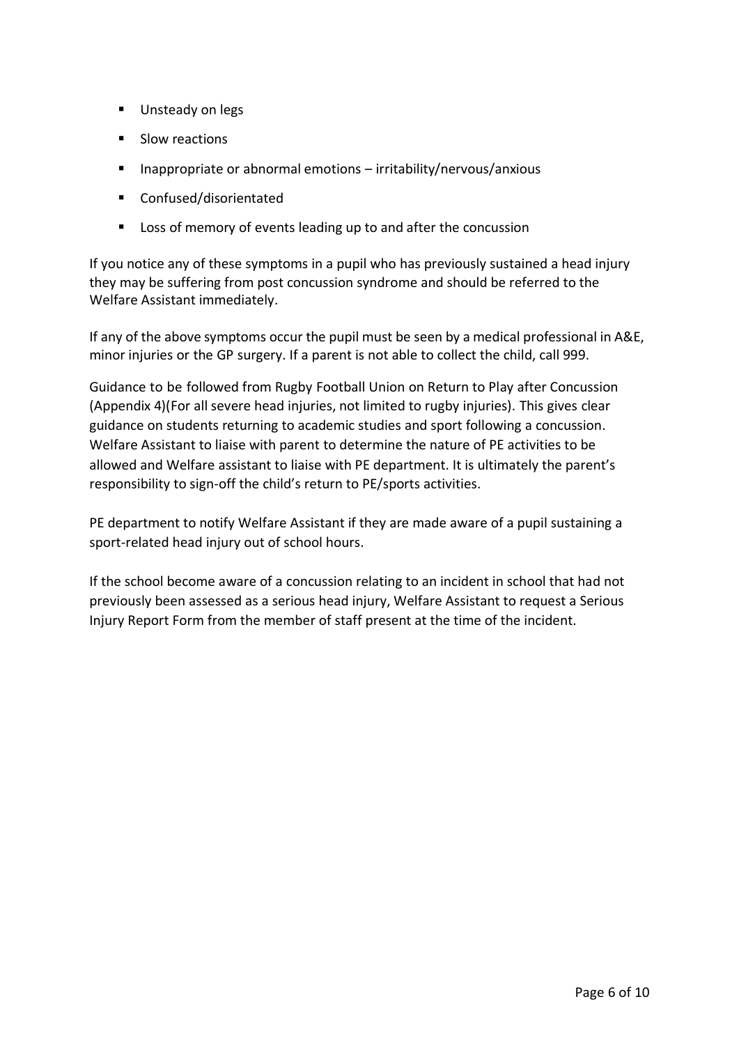- Unsteady on legs
- Slow reactions
- Inappropriate or abnormal emotions – irritability/nervous/anxious
- Confused/disorientated
- Loss of memory of events leading up to and after the concussion

If you notice any of these symptoms in a pupil who has previously sustained a head injury they may be suffering from post concussion syndrome and should be referred to the Welfare Assistant immediately.

If any of the above symptoms occur the pupil must be seen by a medical professional in A&E, minor injuries or the GP surgery. If a parent is not able to collect the child, call 999.

Guidance to be followed from Rugby Football Union on Return to Play after Concussion (Appendix 4)(For all severe head injuries, not limited to rugby injuries). This gives clear guidance on students returning to academic studies and sport following a concussion. Welfare Assistant to liaise with parent to determine the nature of PE activities to be allowed and Welfare assistant to liaise with PE department. It is ultimately the parent's responsibility to sign-off the child's return to PE/sports activities.

PE department to notify Welfare Assistant if they are made aware of a pupil sustaining a sport-related head injury out of school hours.

If the school become aware of a concussion relating to an incident in school that had not previously been assessed as a serious head injury, Welfare Assistant to request a Serious Injury Report Form from the member of staff present at the time of the incident.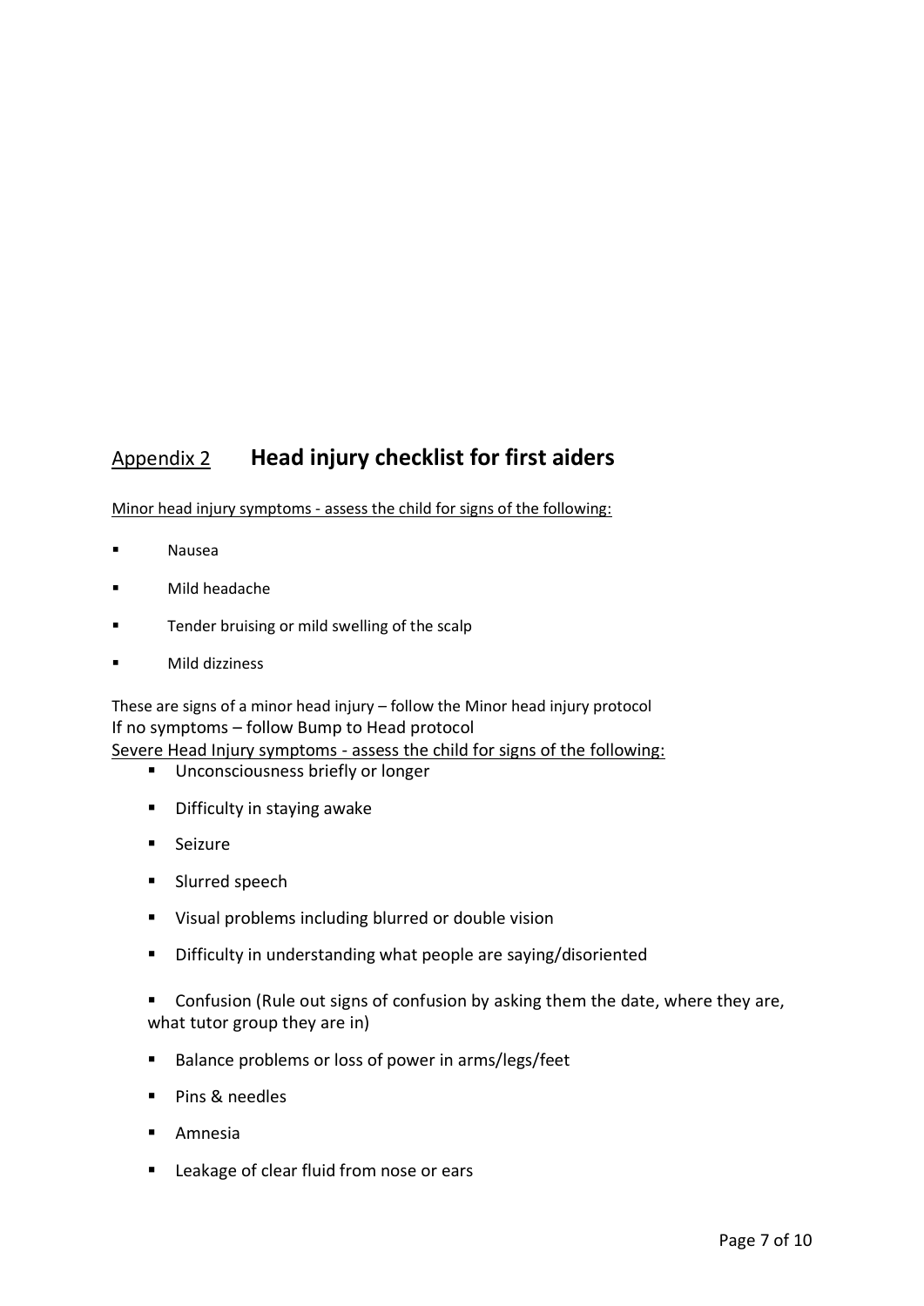## Appendix 2 **Head injury checklist for first aiders**

Minor head injury symptoms - assess the child for signs of the following:

- Nausea
- Mild headache
- Tender bruising or mild swelling of the scalp
- Mild dizziness

These are signs of a minor head injury – follow the Minor head injury protocol
If no symptoms – follow Bump to Head protocol

Severe Head Injury symptoms - assess the child for signs of the following:

- Unconsciousness briefly or longer
- Difficulty in staying awake
- Seizure
- Slurred speech
- Visual problems including blurred or double vision
- Difficulty in understanding what people are saying/disoriented
- Confusion (Rule out signs of confusion by asking them the date, where they are, what tutor group they are in)
- Balance problems or loss of power in arms/legs/feet
- Pins & needles
- Amnesia
- Leakage of clear fluid from nose or ears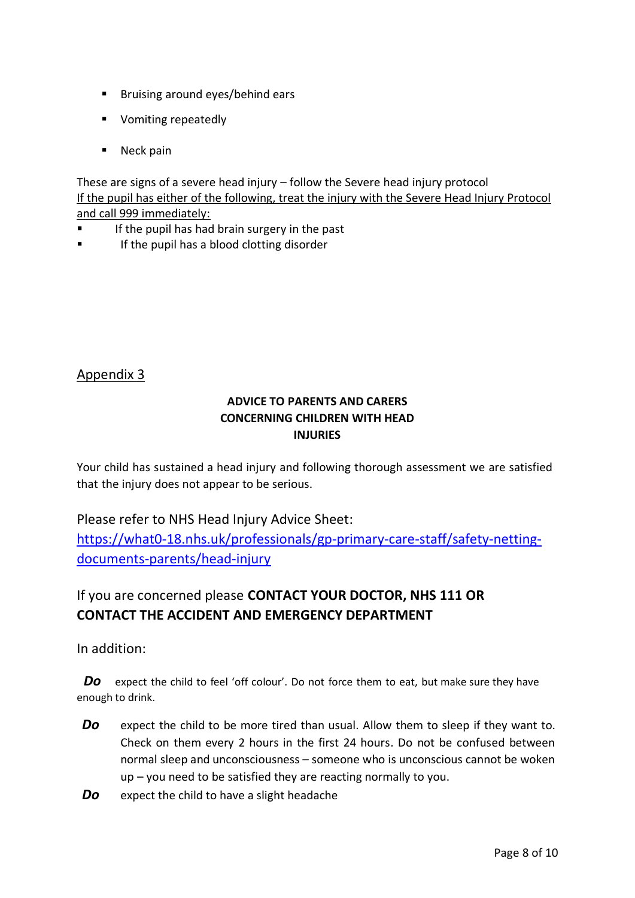- Bruising around eyes/behind ears
- Vomiting repeatedly
- Neck pain

These are signs of a severe head injury – follow the Severe head injury protocol

If the pupil has either of the following, treat the injury with the Severe Head Injury Protocol and call 999 immediately:

- If the pupil has had brain surgery in the past
- If the pupil has a blood clotting disorder

## Appendix 3

### ADVICE TO PARENTS AND CARERS CONCERNING CHILDREN WITH HEAD INJURIES

Your child has sustained a head injury and following thorough assessment we are satisfied that the injury does not appear to be serious.

Please refer to NHS Head Injury Advice Sheet:
https://what0-18.nhs.uk/professionals/gp-primary-care-staff/safety-netting-documents-parents/head-injury

If you are concerned please **CONTACT YOUR DOCTOR, NHS 111 OR CONTACT THE ACCIDENT AND EMERGENCY DEPARTMENT**

In addition:

***Do*** expect the child to feel 'off colour'. Do not force them to eat, but make sure they have enough to drink.

***Do*** expect the child to be more tired than usual. Allow them to sleep if they want to. Check on them every 2 hours in the first 24 hours. Do not be confused between normal sleep and unconsciousness – someone who is unconscious cannot be woken up – you need to be satisfied they are reacting normally to you.

***Do*** expect the child to have a slight headache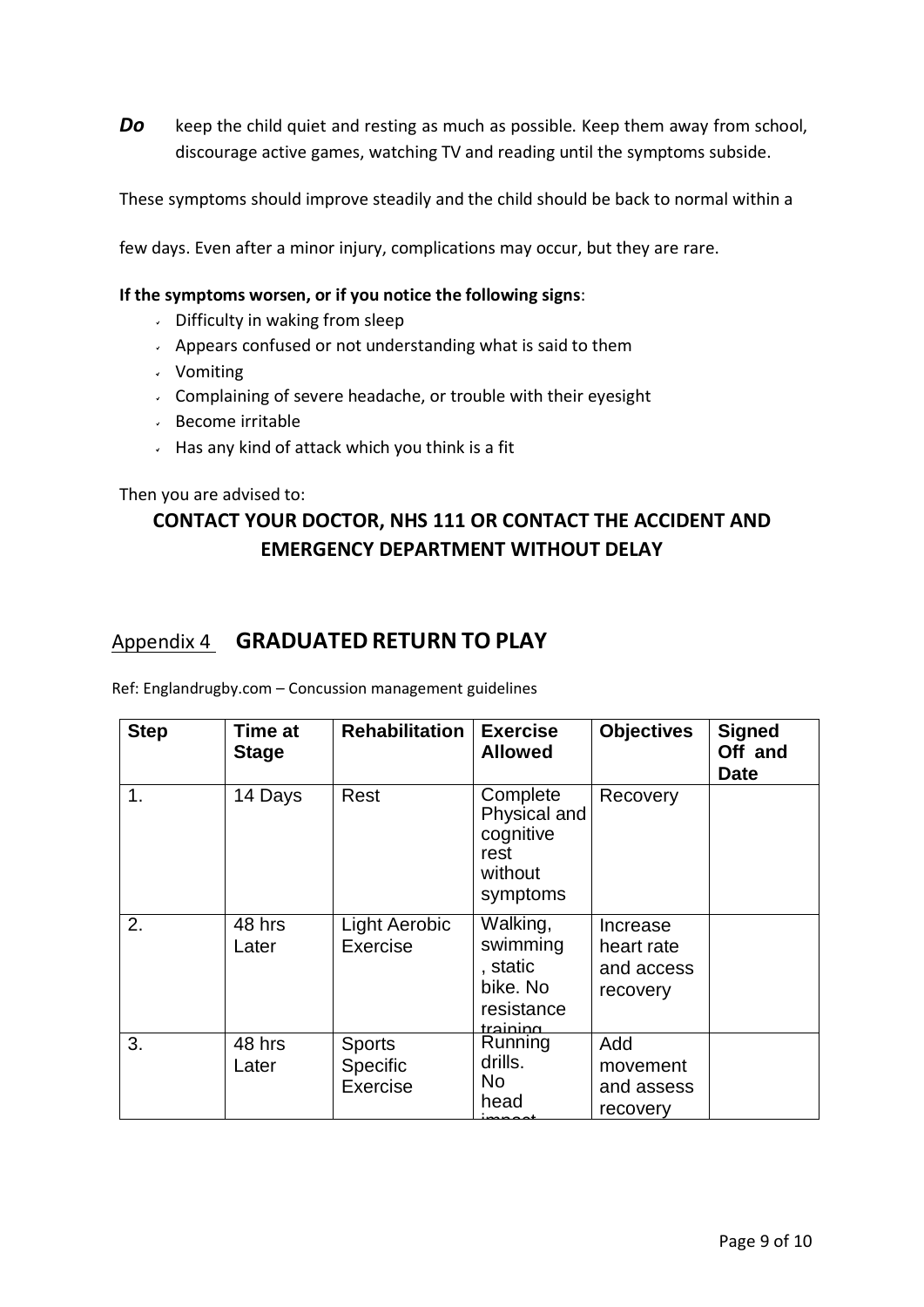***Do*** keep the child quiet and resting as much as possible. Keep them away from school, discourage active games, watching TV and reading until the symptoms subside.

These symptoms should improve steadily and the child should be back to normal within a few days. Even after a minor injury, complications may occur, but they are rare.

**If the symptoms worsen, or if you notice the following signs**:

- Difficulty in waking from sleep
- Appears confused or not understanding what is said to them
- Vomiting
- Complaining of severe headache, or trouble with their eyesight
- Become irritable
- Has any kind of attack which you think is a fit

Then you are advised to:

**CONTACT YOUR DOCTOR, NHS 111 OR CONTACT THE ACCIDENT AND EMERGENCY DEPARTMENT WITHOUT DELAY**

## Appendix 4 **GRADUATED RETURN TO PLAY**

Ref: Englandrugby.com – Concussion management guidelines

| Step | Time at Stage | Rehabilitation | Exercise Allowed | Objectives | Signed Off and Date |
|---|---|---|---|---|---|
| 1. | 14 Days | Rest | Complete Physical and cognitive rest without symptoms | Recovery | |
| 2. | 48 hrs Later | Light Aerobic Exercise | Walking, swimming, static bike. No resistance training | Increase heart rate and access recovery | |
| 3. | 48 hrs Later | Sports Specific Exercise | Running drills. No head impact | Add movement and assess recovery | |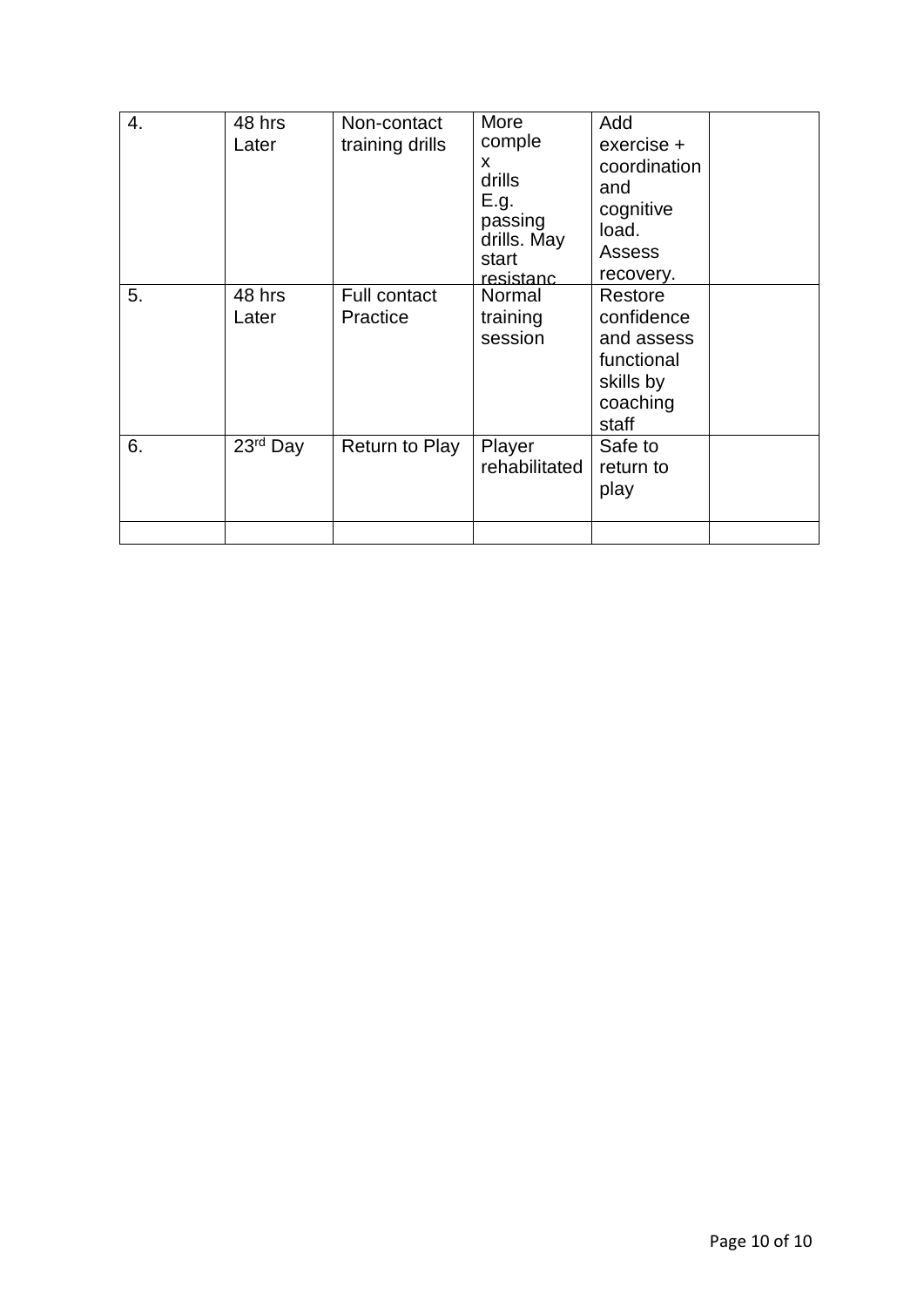| | | | | | |
|---|---|---|---|---|---|
| 4. | 48 hrs Later | Non-contact training drills | More complex drills E.g. passing drills. May start resistanc | Add exercise + coordination and cognitive load. Assess recovery. | |
| 5. | 48 hrs Later | Full contact Practice | Normal training session | Restore confidence and assess functional skills by coaching staff | |
| 6. | 23rd Day | Return to Play | Player rehabilitated | Safe to return to play | |
| | | | | | |